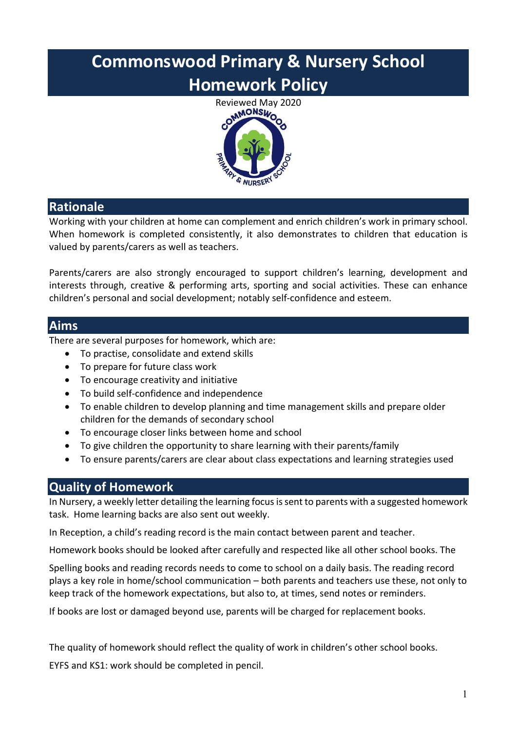# Commonswood Primary & Nursery School Homework Policy

Reviewed May 2020

## Rationale

Working with your children at home can complement and enrich children's work in primary school. When homework is completed consistently, it also demonstrates to children that education is valued by parents/carers as well as teachers.

Parents/carers are also strongly encouraged to support children's learning, development and interests through, creative & performing arts, sporting and social activities. These can enhance children's personal and social development; notably self-confidence and esteem.

## Aims

There are several purposes for homework, which are:

- To practise, consolidate and extend skills
- To prepare for future class work
- To encourage creativity and initiative
- To build self-confidence and independence
- To enable children to develop planning and time management skills and prepare older children for the demands of secondary school
- To encourage closer links between home and school
- To give children the opportunity to share learning with their parents/family
- To ensure parents/carers are clear about class expectations and learning strategies used

## Quality of Homework

In Nursery, a weekly letter detailing the learning focus is sent to parents with a suggested homework task. Home learning backs are also sent out weekly.

In Reception, a child's reading record is the main contact between parent and teacher.

Homework books should be looked after carefully and respected like all other school books. The

Spelling books and reading records needs to come to school on a daily basis. The reading record plays a key role in home/school communication – both parents and teachers use these, not only to keep track of the homework expectations, but also to, at times, send notes or reminders.

If books are lost or damaged beyond use, parents will be charged for replacement books.

The quality of homework should reflect the quality of work in children's other school books.

EYFS and KS1: work should be completed in pencil.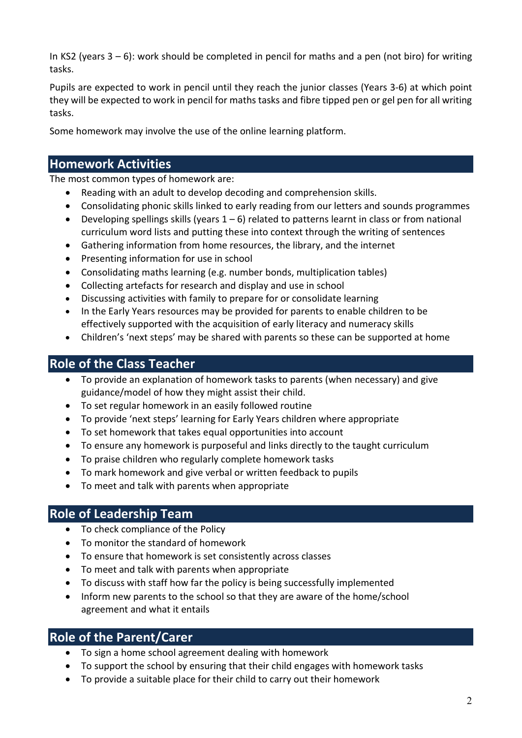In KS2 (years 3 – 6): work should be completed in pencil for maths and a pen (not biro) for writing tasks.

Pupils are expected to work in pencil until they reach the junior classes (Years 3-6) at which point they will be expected to work in pencil for maths tasks and fibre tipped pen or gel pen for all writing tasks.

Some homework may involve the use of the online learning platform.

## Homework Activities

The most common types of homework are:

- Reading with an adult to develop decoding and comprehension skills.
- Consolidating phonic skills linked to early reading from our letters and sounds programmes
- Developing spellings skills (years 1 – 6) related to patterns learnt in class or from national curriculum word lists and putting these into context through the writing of sentences
- Gathering information from home resources, the library, and the internet
- Presenting information for use in school
- Consolidating maths learning (e.g. number bonds, multiplication tables)
- Collecting artefacts for research and display and use in school
- Discussing activities with family to prepare for or consolidate learning
- In the Early Years resources may be provided for parents to enable children to be effectively supported with the acquisition of early literacy and numeracy skills
- Children's 'next steps' may be shared with parents so these can be supported at home

## Role of the Class Teacher

- To provide an explanation of homework tasks to parents (when necessary) and give guidance/model of how they might assist their child.
- To set regular homework in an easily followed routine
- To provide 'next steps' learning for Early Years children where appropriate
- To set homework that takes equal opportunities into account
- To ensure any homework is purposeful and links directly to the taught curriculum
- To praise children who regularly complete homework tasks
- To mark homework and give verbal or written feedback to pupils
- To meet and talk with parents when appropriate

## Role of Leadership Team

- To check compliance of the Policy
- To monitor the standard of homework
- To ensure that homework is set consistently across classes
- To meet and talk with parents when appropriate
- To discuss with staff how far the policy is being successfully implemented
- Inform new parents to the school so that they are aware of the home/school agreement and what it entails

## Role of the Parent/Carer

- To sign a home school agreement dealing with homework
- To support the school by ensuring that their child engages with homework tasks
- To provide a suitable place for their child to carry out their homework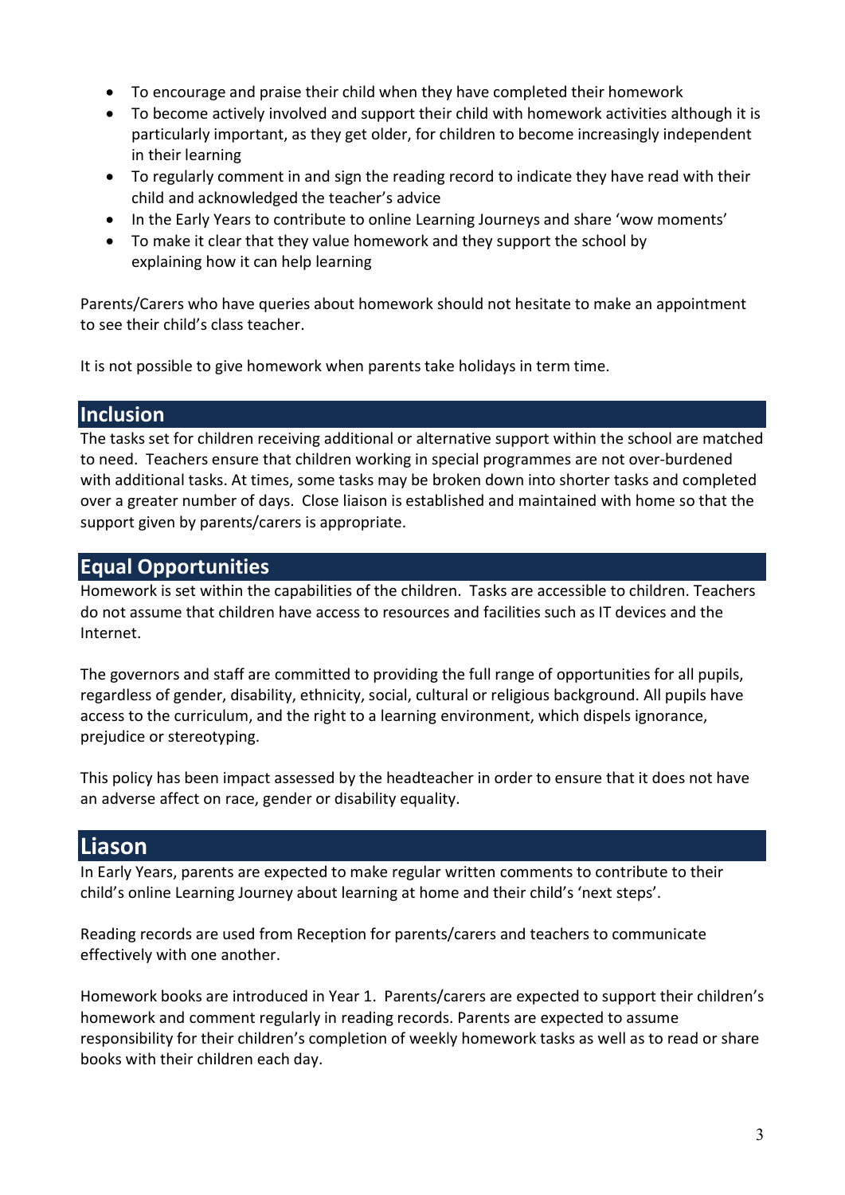- To encourage and praise their child when they have completed their homework
- To become actively involved and support their child with homework activities although it is particularly important, as they get older, for children to become increasingly independent in their learning
- To regularly comment in and sign the reading record to indicate they have read with their child and acknowledged the teacher's advice
- In the Early Years to contribute to online Learning Journeys and share 'wow moments'
- To make it clear that they value homework and they support the school by explaining how it can help learning

Parents/Carers who have queries about homework should not hesitate to make an appointment to see their child's class teacher.

It is not possible to give homework when parents take holidays in term time.

## Inclusion

The tasks set for children receiving additional or alternative support within the school are matched to need. Teachers ensure that children working in special programmes are not over-burdened with additional tasks. At times, some tasks may be broken down into shorter tasks and completed over a greater number of days. Close liaison is established and maintained with home so that the support given by parents/carers is appropriate.

## Equal Opportunities

Homework is set within the capabilities of the children. Tasks are accessible to children. Teachers do not assume that children have access to resources and facilities such as IT devices and the Internet.

The governors and staff are committed to providing the full range of opportunities for all pupils, regardless of gender, disability, ethnicity, social, cultural or religious background. All pupils have access to the curriculum, and the right to a learning environment, which dispels ignorance, prejudice or stereotyping.

This policy has been impact assessed by the headteacher in order to ensure that it does not have an adverse affect on race, gender or disability equality.

## Liason

In Early Years, parents are expected to make regular written comments to contribute to their child's online Learning Journey about learning at home and their child's 'next steps'.

Reading records are used from Reception for parents/carers and teachers to communicate effectively with one another.

Homework books are introduced in Year 1. Parents/carers are expected to support their children's homework and comment regularly in reading records. Parents are expected to assume responsibility for their children's completion of weekly homework tasks as well as to read or share books with their children each day.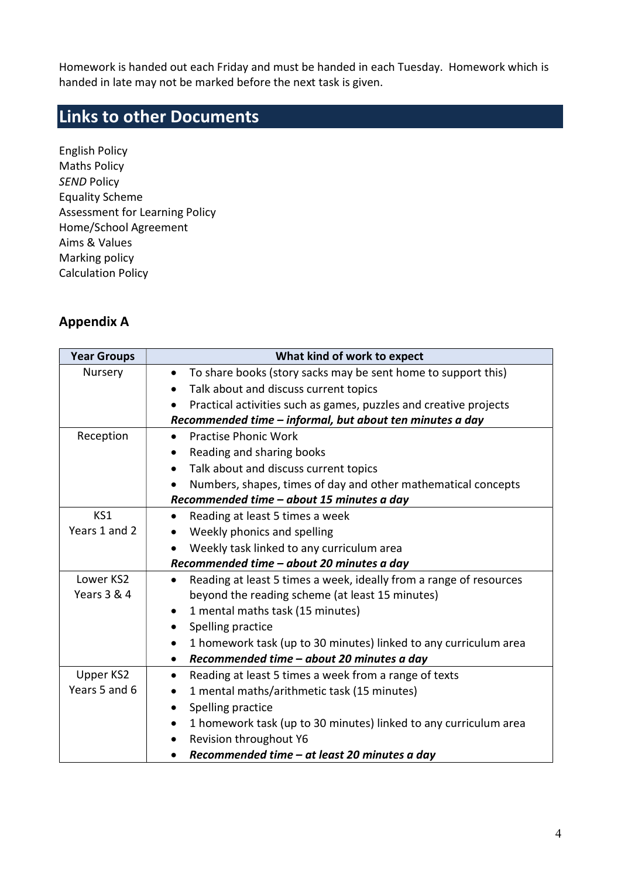Homework is handed out each Friday and must be handed in each Tuesday. Homework which is handed in late may not be marked before the next task is given.

## Links to other Documents

English Policy
Maths Policy
*SEND* Policy
Equality Scheme
Assessment for Learning Policy
Home/School Agreement
Aims & Values
Marking policy
Calculation Policy

### Appendix A

| Year Groups | What kind of work to expect |
|---|---|
| Nursery | • To share books (story sacks may be sent home to support this)<br>• Talk about and discuss current topics<br>• Practical activities such as games, puzzles and creative projects<br>***Recommended time – informal, but about ten minutes a day*** |
| Reception | • Practise Phonic Work<br>• Reading and sharing books<br>• Talk about and discuss current topics<br>• Numbers, shapes, times of day and other mathematical concepts<br>***Recommended time – about 15 minutes a day*** |
| KS1<br>Years 1 and 2 | • Reading at least 5 times a week<br>• Weekly phonics and spelling<br>• Weekly task linked to any curriculum area<br>***Recommended time – about 20 minutes a day*** |
| Lower KS2<br>Years 3 & 4 | • Reading at least 5 times a week, ideally from a range of resources beyond the reading scheme (at least 15 minutes)<br>• 1 mental maths task (15 minutes)<br>• Spelling practice<br>• 1 homework task (up to 30 minutes) linked to any curriculum area<br>• ***Recommended time – about 20 minutes a day*** |
| Upper KS2<br>Years 5 and 6 | • Reading at least 5 times a week from a range of texts<br>• 1 mental maths/arithmetic task (15 minutes)<br>• Spelling practice<br>• 1 homework task (up to 30 minutes) linked to any curriculum area<br>• Revision throughout Y6<br>• ***Recommended time – at least 20 minutes a day*** |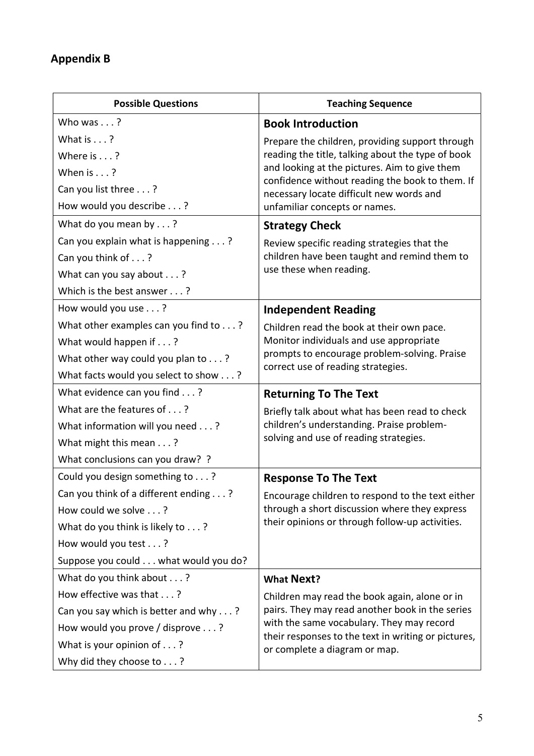## Appendix B

| Possible Questions | Teaching Sequence |
|---|---|
| Who was . . . ?<br>What is . . . ?<br>Where is . . . ?<br>When is . . . ?<br>Can you list three . . . ?<br>How would you describe . . . ? | **Book Introduction**<br>Prepare the children, providing support through reading the title, talking about the type of book and looking at the pictures. Aim to give them confidence without reading the book to them. If necessary locate difficult new words and unfamiliar concepts or names. |
| What do you mean by . . . ?<br>Can you explain what is happening . . . ?<br>Can you think of . . . ?<br>What can you say about . . . ?<br>Which is the best answer . . . ? | **Strategy Check**<br>Review specific reading strategies that the children have been taught and remind them to use these when reading. |
| How would you use . . . ?<br>What other examples can you find to . . . ?<br>What would happen if . . . ?<br>What other way could you plan to . . . ?<br>What facts would you select to show . . . ? | **Independent Reading**<br>Children read the book at their own pace. Monitor individuals and use appropriate prompts to encourage problem-solving. Praise correct use of reading strategies. |
| What evidence can you find . . . ?<br>What are the features of . . . ?<br>What information will you need . . . ?<br>What might this mean . . . ?<br>What conclusions can you draw? ? | **Returning To The Text**<br>Briefly talk about what has been read to check children's understanding. Praise problem-solving and use of reading strategies. |
| Could you design something to . . . ?<br>Can you think of a different ending . . . ?<br>How could we solve . . . ?<br>What do you think is likely to . . . ?<br>How would you test . . . ?<br>Suppose you could . . . what would you do? | **Response To The Text**<br>Encourage children to respond to the text either through a short discussion where they express their opinions or through follow-up activities. |
| What do you think about . . . ?<br>How effective was that . . . ?<br>Can you say which is better and why . . . ?<br>How would you prove / disprove . . . ?<br>What is your opinion of . . . ?<br>Why did they choose to . . . ? | **What Next?**<br>Children may read the book again, alone or in pairs. They may read another book in the series with the same vocabulary. They may record their responses to the text in writing or pictures, or complete a diagram or map. |